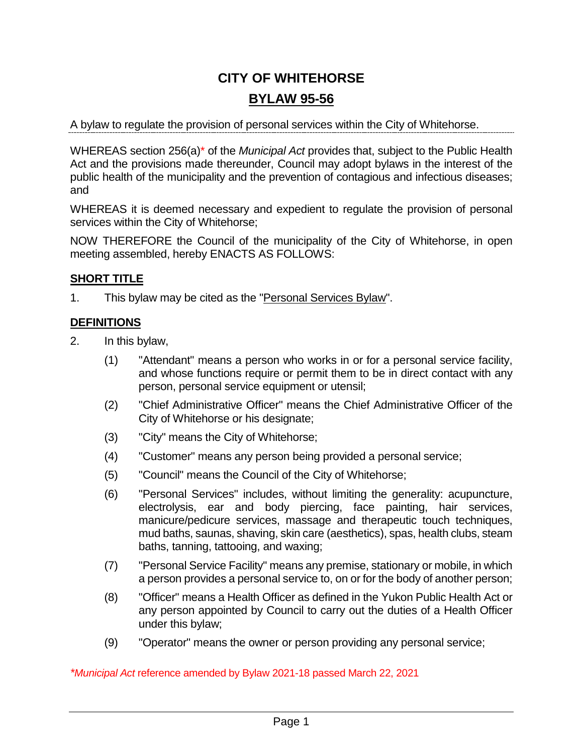# CITY OF WHITEHORSE

## BYLAW 95-56

A bylaw to regulate the provision of personal services within the City of Whitehorse.

WHEREAS section 256(a)* of the *Municipal Act* provides that, subject to the Public Health Act and the provisions made thereunder, Council may adopt bylaws in the interest of the public health of the municipality and the prevention of contagious and infectious diseases; and

WHEREAS it is deemed necessary and expedient to regulate the provision of personal services within the City of Whitehorse;

NOW THEREFORE the Council of the municipality of the City of Whitehorse, in open meeting assembled, hereby ENACTS AS FOLLOWS:

**SHORT TITLE**

1. This bylaw may be cited as the "Personal Services Bylaw".

**DEFINITIONS**

2. In this bylaw,

   (1) "Attendant" means a person who works in or for a personal service facility, and whose functions require or permit them to be in direct contact with any person, personal service equipment or utensil;

   (2) "Chief Administrative Officer" means the Chief Administrative Officer of the City of Whitehorse or his designate;

   (3) "City" means the City of Whitehorse;

   (4) "Customer" means any person being provided a personal service;

   (5) "Council" means the Council of the City of Whitehorse;

   (6) "Personal Services" includes, without limiting the generality: acupuncture, electrolysis, ear and body piercing, face painting, hair services, manicure/pedicure services, massage and therapeutic touch techniques, mud baths, saunas, shaving, skin care (aesthetics), spas, health clubs, steam baths, tanning, tattooing, and waxing;

   (7) "Personal Service Facility" means any premise, stationary or mobile, in which a person provides a personal service to, on or for the body of another person;

   (8) "Officer" means a Health Officer as defined in the Yukon Public Health Act or any person appointed by Council to carry out the duties of a Health Officer under this bylaw;

   (9) "Operator" means the owner or person providing any personal service;

**Municipal Act* reference amended by Bylaw 2021-18 passed March 22, 2021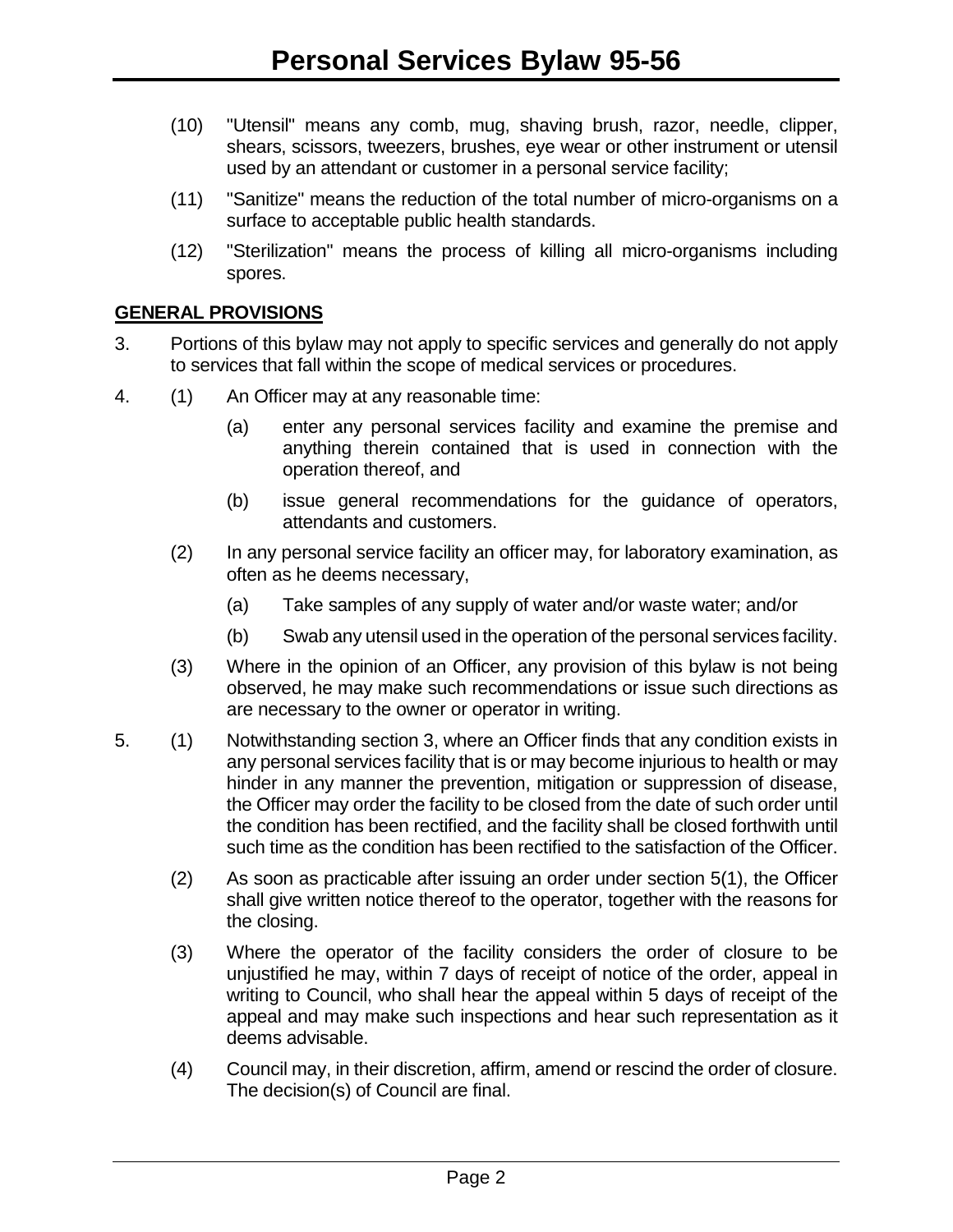(10) "Utensil" means any comb, mug, shaving brush, razor, needle, clipper, shears, scissors, tweezers, brushes, eye wear or other instrument or utensil used by an attendant or customer in a personal service facility;

(11) "Sanitize" means the reduction of the total number of micro-organisms on a surface to acceptable public health standards.

(12) "Sterilization" means the process of killing all micro-organisms including spores.

## GENERAL PROVISIONS

3. Portions of this bylaw may not apply to specific services and generally do not apply to services that fall within the scope of medical services or procedures.

4. (1) An Officer may at any reasonable time:

   (a) enter any personal services facility and examine the premise and anything therein contained that is used in connection with the operation thereof, and

   (b) issue general recommendations for the guidance of operators, attendants and customers.

   (2) In any personal service facility an officer may, for laboratory examination, as often as he deems necessary,

   (a) Take samples of any supply of water and/or waste water; and/or

   (b) Swab any utensil used in the operation of the personal services facility.

   (3) Where in the opinion of an Officer, any provision of this bylaw is not being observed, he may make such recommendations or issue such directions as are necessary to the owner or operator in writing.

5. (1) Notwithstanding section 3, where an Officer finds that any condition exists in any personal services facility that is or may become injurious to health or may hinder in any manner the prevention, mitigation or suppression of disease, the Officer may order the facility to be closed from the date of such order until the condition has been rectified, and the facility shall be closed forthwith until such time as the condition has been rectified to the satisfaction of the Officer.

   (2) As soon as practicable after issuing an order under section 5(1), the Officer shall give written notice thereof to the operator, together with the reasons for the closing.

   (3) Where the operator of the facility considers the order of closure to be unjustified he may, within 7 days of receipt of notice of the order, appeal in writing to Council, who shall hear the appeal within 5 days of receipt of the appeal and may make such inspections and hear such representation as it deems advisable.

   (4) Council may, in their discretion, affirm, amend or rescind the order of closure. The decision(s) of Council are final.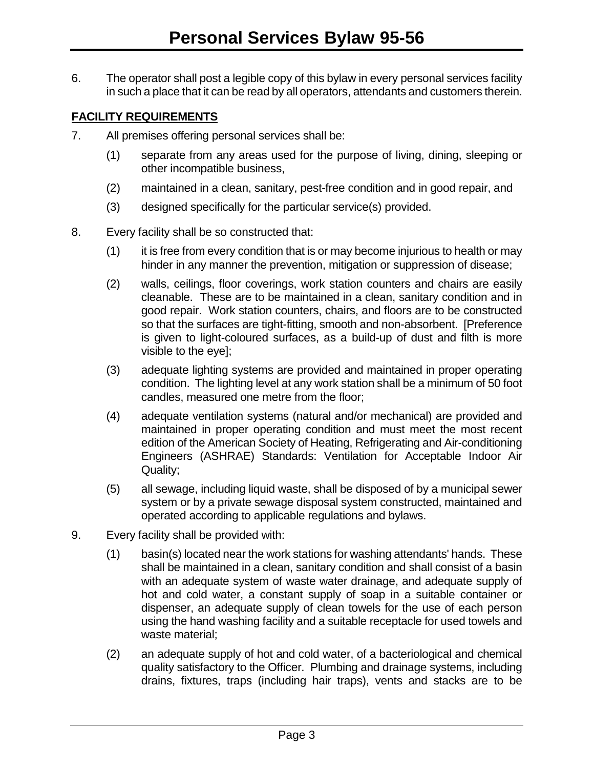6. The operator shall post a legible copy of this bylaw in every personal services facility in such a place that it can be read by all operators, attendants and customers therein.

## FACILITY REQUIREMENTS

7. All premises offering personal services shall be:

   (1) separate from any areas used for the purpose of living, dining, sleeping or other incompatible business,

   (2) maintained in a clean, sanitary, pest-free condition and in good repair, and

   (3) designed specifically for the particular service(s) provided.

8. Every facility shall be so constructed that:

   (1) it is free from every condition that is or may become injurious to health or may hinder in any manner the prevention, mitigation or suppression of disease;

   (2) walls, ceilings, floor coverings, work station counters and chairs are easily cleanable. These are to be maintained in a clean, sanitary condition and in good repair. Work station counters, chairs, and floors are to be constructed so that the surfaces are tight-fitting, smooth and non-absorbent. [Preference is given to light-coloured surfaces, as a build-up of dust and filth is more visible to the eye];

   (3) adequate lighting systems are provided and maintained in proper operating condition. The lighting level at any work station shall be a minimum of 50 foot candles, measured one metre from the floor;

   (4) adequate ventilation systems (natural and/or mechanical) are provided and maintained in proper operating condition and must meet the most recent edition of the American Society of Heating, Refrigerating and Air-conditioning Engineers (ASHRAE) Standards: Ventilation for Acceptable Indoor Air Quality;

   (5) all sewage, including liquid waste, shall be disposed of by a municipal sewer system or by a private sewage disposal system constructed, maintained and operated according to applicable regulations and bylaws.

9. Every facility shall be provided with:

   (1) basin(s) located near the work stations for washing attendants' hands. These shall be maintained in a clean, sanitary condition and shall consist of a basin with an adequate system of waste water drainage, and adequate supply of hot and cold water, a constant supply of soap in a suitable container or dispenser, an adequate supply of clean towels for the use of each person using the hand washing facility and a suitable receptacle for used towels and waste material;

   (2) an adequate supply of hot and cold water, of a bacteriological and chemical quality satisfactory to the Officer. Plumbing and drainage systems, including drains, fixtures, traps (including hair traps), vents and stacks are to be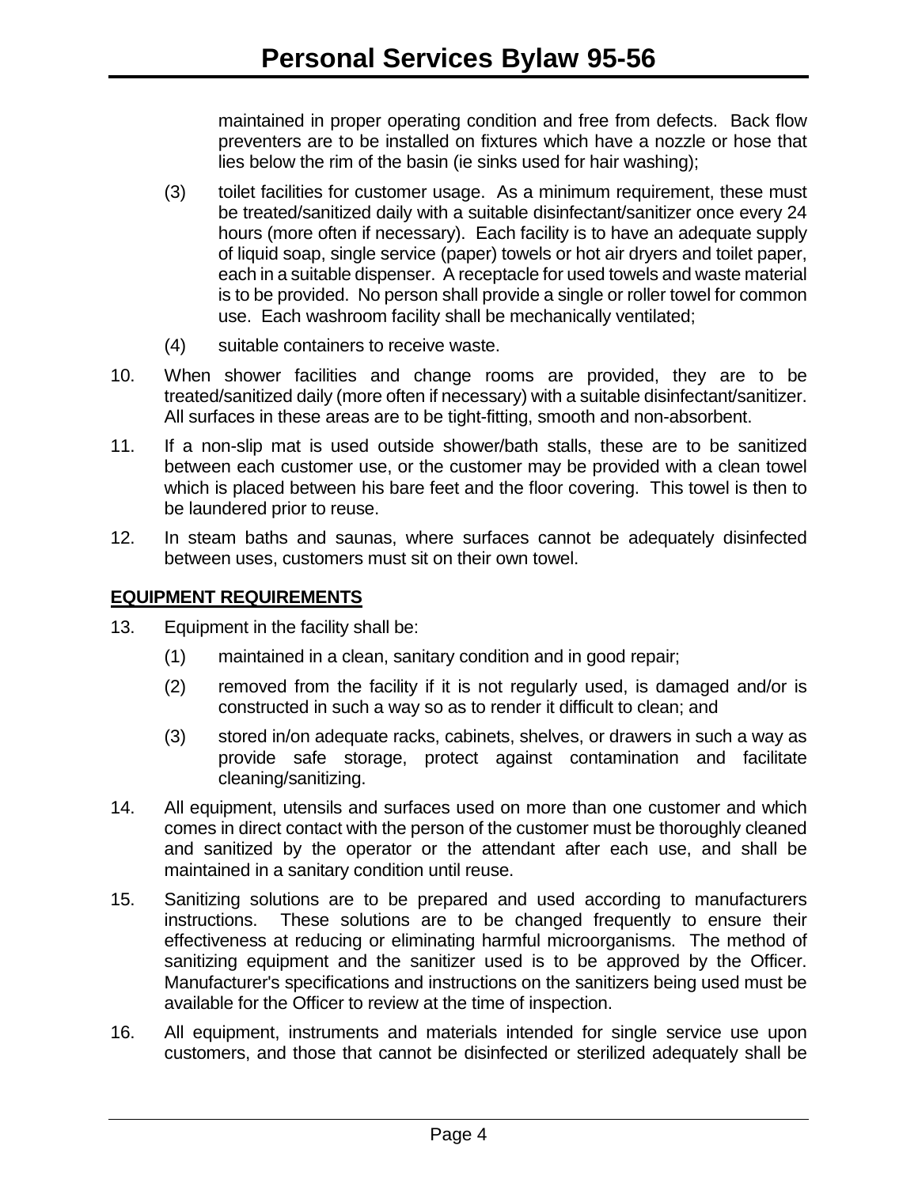maintained in proper operating condition and free from defects. Back flow preventers are to be installed on fixtures which have a nozzle or hose that lies below the rim of the basin (ie sinks used for hair washing);

(3) toilet facilities for customer usage. As a minimum requirement, these must be treated/sanitized daily with a suitable disinfectant/sanitizer once every 24 hours (more often if necessary). Each facility is to have an adequate supply of liquid soap, single service (paper) towels or hot air dryers and toilet paper, each in a suitable dispenser. A receptacle for used towels and waste material is to be provided. No person shall provide a single or roller towel for common use. Each washroom facility shall be mechanically ventilated;

(4) suitable containers to receive waste.

10. When shower facilities and change rooms are provided, they are to be treated/sanitized daily (more often if necessary) with a suitable disinfectant/sanitizer. All surfaces in these areas are to be tight-fitting, smooth and non-absorbent.

11. If a non-slip mat is used outside shower/bath stalls, these are to be sanitized between each customer use, or the customer may be provided with a clean towel which is placed between his bare feet and the floor covering. This towel is then to be laundered prior to reuse.

12. In steam baths and saunas, where surfaces cannot be adequately disinfected between uses, customers must sit on their own towel.

**EQUIPMENT REQUIREMENTS**

13. Equipment in the facility shall be:

    (1) maintained in a clean, sanitary condition and in good repair;

    (2) removed from the facility if it is not regularly used, is damaged and/or is constructed in such a way so as to render it difficult to clean; and

    (3) stored in/on adequate racks, cabinets, shelves, or drawers in such a way as provide safe storage, protect against contamination and facilitate cleaning/sanitizing.

14. All equipment, utensils and surfaces used on more than one customer and which comes in direct contact with the person of the customer must be thoroughly cleaned and sanitized by the operator or the attendant after each use, and shall be maintained in a sanitary condition until reuse.

15. Sanitizing solutions are to be prepared and used according to manufacturers instructions. These solutions are to be changed frequently to ensure their effectiveness at reducing or eliminating harmful microorganisms. The method of sanitizing equipment and the sanitizer used is to be approved by the Officer. Manufacturer's specifications and instructions on the sanitizers being used must be available for the Officer to review at the time of inspection.

16. All equipment, instruments and materials intended for single service use upon customers, and those that cannot be disinfected or sterilized adequately shall be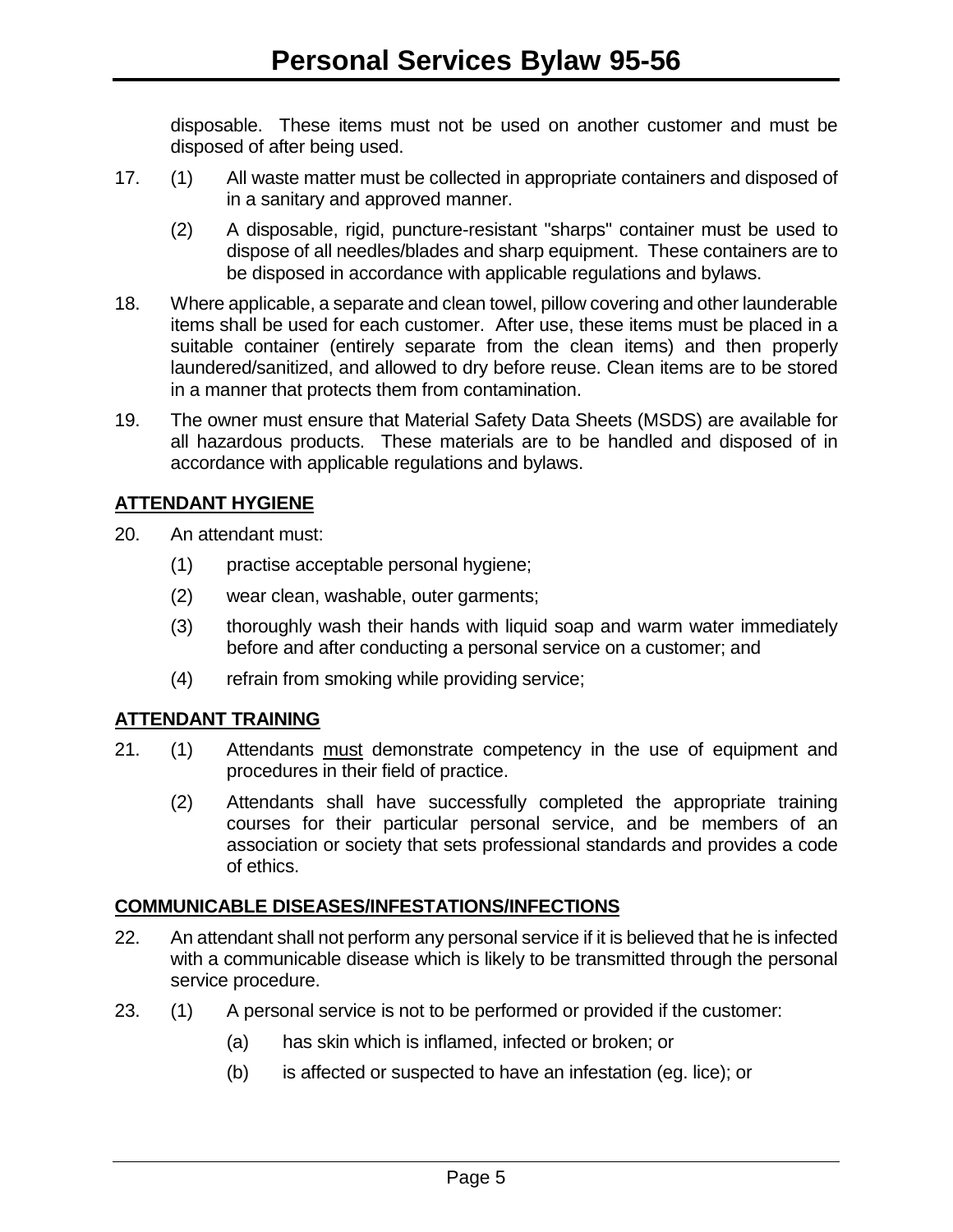disposable. These items must not be used on another customer and must be disposed of after being used.

17. (1) All waste matter must be collected in appropriate containers and disposed of in a sanitary and approved manner.

    (2) A disposable, rigid, puncture-resistant "sharps" container must be used to dispose of all needles/blades and sharp equipment. These containers are to be disposed in accordance with applicable regulations and bylaws.

18. Where applicable, a separate and clean towel, pillow covering and other launderable items shall be used for each customer. After use, these items must be placed in a suitable container (entirely separate from the clean items) and then properly laundered/sanitized, and allowed to dry before reuse. Clean items are to be stored in a manner that protects them from contamination.

19. The owner must ensure that Material Safety Data Sheets (MSDS) are available for all hazardous products. These materials are to be handled and disposed of in accordance with applicable regulations and bylaws.

## ATTENDANT HYGIENE

20. An attendant must:

    (1) practise acceptable personal hygiene;

    (2) wear clean, washable, outer garments;

    (3) thoroughly wash their hands with liquid soap and warm water immediately before and after conducting a personal service on a customer; and

    (4) refrain from smoking while providing service;

## ATTENDANT TRAINING

21. (1) Attendants must demonstrate competency in the use of equipment and procedures in their field of practice.

    (2) Attendants shall have successfully completed the appropriate training courses for their particular personal service, and be members of an association or society that sets professional standards and provides a code of ethics.

## COMMUNICABLE DISEASES/INFESTATIONS/INFECTIONS

22. An attendant shall not perform any personal service if it is believed that he is infected with a communicable disease which is likely to be transmitted through the personal service procedure.

23. (1) A personal service is not to be performed or provided if the customer:

    (a) has skin which is inflamed, infected or broken; or

    (b) is affected or suspected to have an infestation (eg. lice); or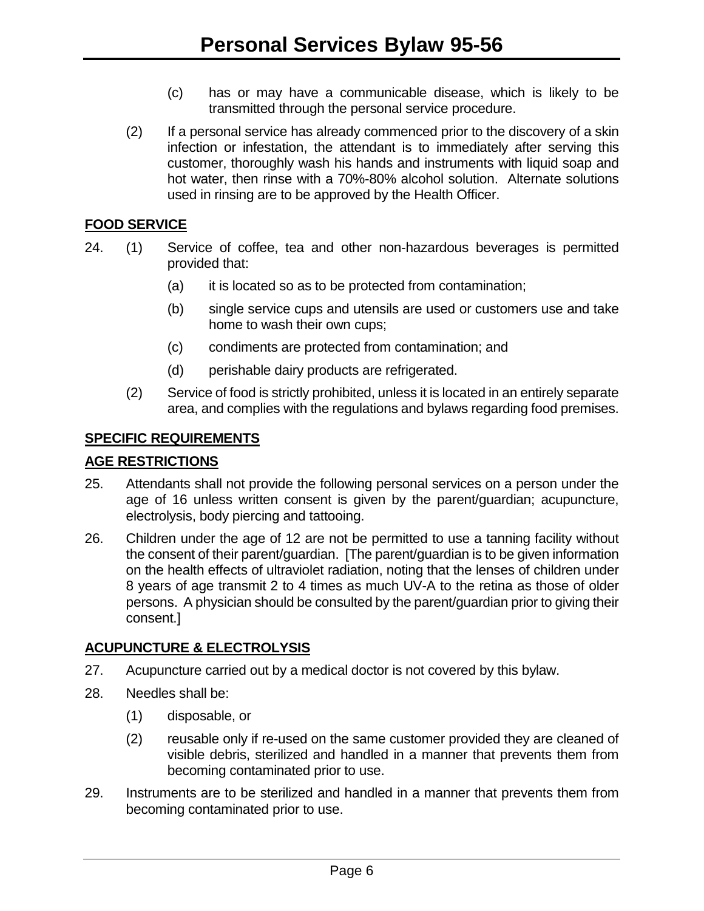(c) has or may have a communicable disease, which is likely to be transmitted through the personal service procedure.

(2) If a personal service has already commenced prior to the discovery of a skin infection or infestation, the attendant is to immediately after serving this customer, thoroughly wash his hands and instruments with liquid soap and hot water, then rinse with a 70%-80% alcohol solution. Alternate solutions used in rinsing are to be approved by the Health Officer.

**FOOD SERVICE**

24. (1) Service of coffee, tea and other non-hazardous beverages is permitted provided that:

 (a) it is located so as to be protected from contamination;

 (b) single service cups and utensils are used or customers use and take home to wash their own cups;

 (c) condiments are protected from contamination; and

 (d) perishable dairy products are refrigerated.

 (2) Service of food is strictly prohibited, unless it is located in an entirely separate area, and complies with the regulations and bylaws regarding food premises.

**SPECIFIC REQUIREMENTS**

**AGE RESTRICTIONS**

25. Attendants shall not provide the following personal services on a person under the age of 16 unless written consent is given by the parent/guardian; acupuncture, electrolysis, body piercing and tattooing.

26. Children under the age of 12 are not be permitted to use a tanning facility without the consent of their parent/guardian. [The parent/guardian is to be given information on the health effects of ultraviolet radiation, noting that the lenses of children under 8 years of age transmit 2 to 4 times as much UV-A to the retina as those of older persons. A physician should be consulted by the parent/guardian prior to giving their consent.]

**ACUPUNCTURE & ELECTROLYSIS**

27. Acupuncture carried out by a medical doctor is not covered by this bylaw.

28. Needles shall be:

 (1) disposable, or

 (2) reusable only if re-used on the same customer provided they are cleaned of visible debris, sterilized and handled in a manner that prevents them from becoming contaminated prior to use.

29. Instruments are to be sterilized and handled in a manner that prevents them from becoming contaminated prior to use.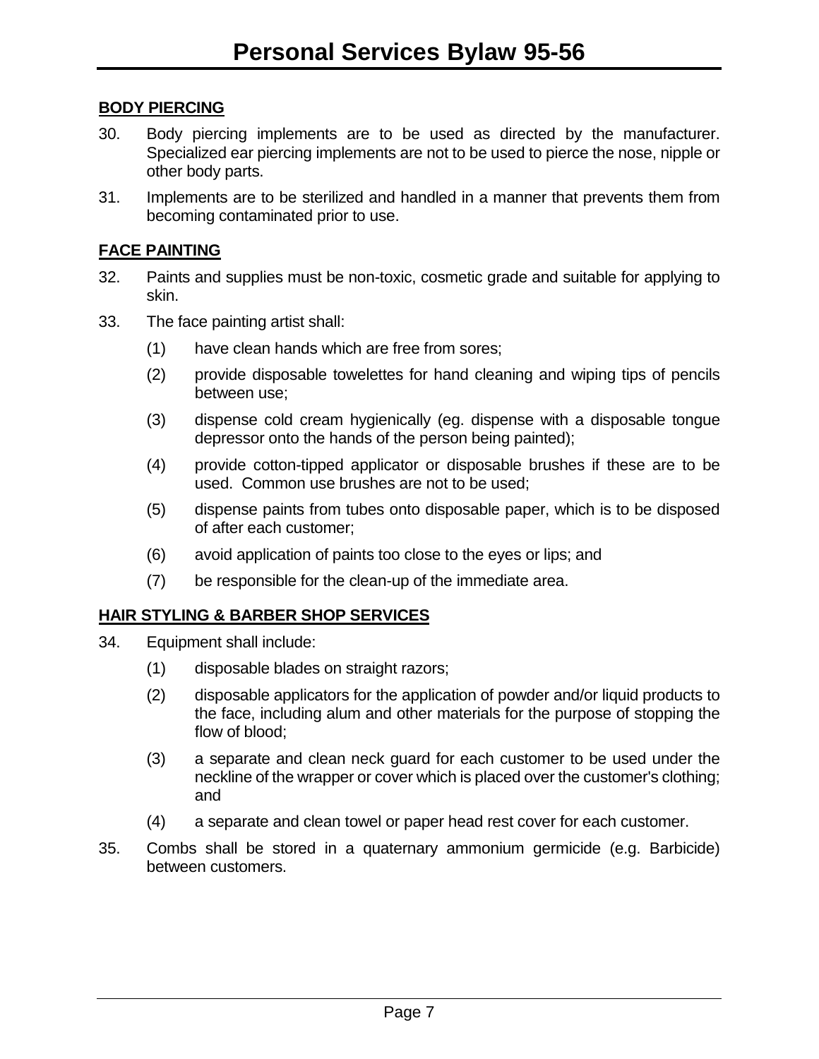## BODY PIERCING

30. Body piercing implements are to be used as directed by the manufacturer. Specialized ear piercing implements are not to be used to pierce the nose, nipple or other body parts.

31. Implements are to be sterilized and handled in a manner that prevents them from becoming contaminated prior to use.

## FACE PAINTING

32. Paints and supplies must be non-toxic, cosmetic grade and suitable for applying to skin.

33. The face painting artist shall:

    (1) have clean hands which are free from sores;

    (2) provide disposable towelettes for hand cleaning and wiping tips of pencils between use;

    (3) dispense cold cream hygienically (eg. dispense with a disposable tongue depressor onto the hands of the person being painted);

    (4) provide cotton-tipped applicator or disposable brushes if these are to be used. Common use brushes are not to be used;

    (5) dispense paints from tubes onto disposable paper, which is to be disposed of after each customer;

    (6) avoid application of paints too close to the eyes or lips; and

    (7) be responsible for the clean-up of the immediate area.

## HAIR STYLING & BARBER SHOP SERVICES

34. Equipment shall include:

    (1) disposable blades on straight razors;

    (2) disposable applicators for the application of powder and/or liquid products to the face, including alum and other materials for the purpose of stopping the flow of blood;

    (3) a separate and clean neck guard for each customer to be used under the neckline of the wrapper or cover which is placed over the customer's clothing; and

    (4) a separate and clean towel or paper head rest cover for each customer.

35. Combs shall be stored in a quaternary ammonium germicide (e.g. Barbicide) between customers.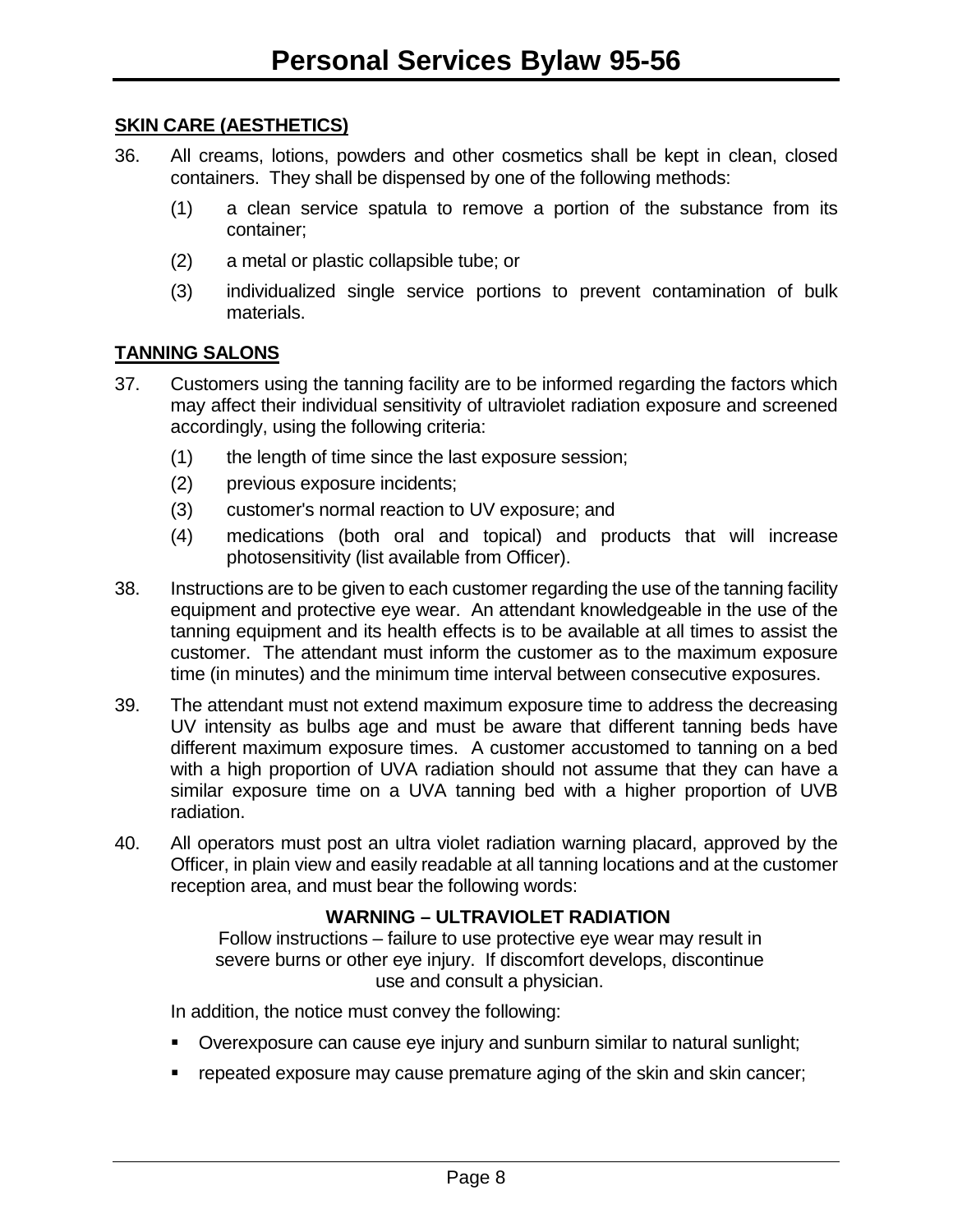**SKIN CARE (AESTHETICS)**

36. All creams, lotions, powders and other cosmetics shall be kept in clean, closed containers. They shall be dispensed by one of the following methods:

    (1) a clean service spatula to remove a portion of the substance from its container;

    (2) a metal or plastic collapsible tube; or

    (3) individualized single service portions to prevent contamination of bulk materials.

**TANNING SALONS**

37. Customers using the tanning facility are to be informed regarding the factors which may affect their individual sensitivity of ultraviolet radiation exposure and screened accordingly, using the following criteria:

    (1) the length of time since the last exposure session;

    (2) previous exposure incidents;

    (3) customer's normal reaction to UV exposure; and

    (4) medications (both oral and topical) and products that will increase photosensitivity (list available from Officer).

38. Instructions are to be given to each customer regarding the use of the tanning facility equipment and protective eye wear. An attendant knowledgeable in the use of the tanning equipment and its health effects is to be available at all times to assist the customer. The attendant must inform the customer as to the maximum exposure time (in minutes) and the minimum time interval between consecutive exposures.

39. The attendant must not extend maximum exposure time to address the decreasing UV intensity as bulbs age and must be aware that different tanning beds have different maximum exposure times. A customer accustomed to tanning on a bed with a high proportion of UVA radiation should not assume that they can have a similar exposure time on a UVA tanning bed with a higher proportion of UVB radiation.

40. All operators must post an ultra violet radiation warning placard, approved by the Officer, in plain view and easily readable at all tanning locations and at the customer reception area, and must bear the following words:

    **WARNING – ULTRAVIOLET RADIATION**

    Follow instructions – failure to use protective eye wear may result in severe burns or other eye injury. If discomfort develops, discontinue use and consult a physician.

    In addition, the notice must convey the following:

    - Overexposure can cause eye injury and sunburn similar to natural sunlight;
    - repeated exposure may cause premature aging of the skin and skin cancer;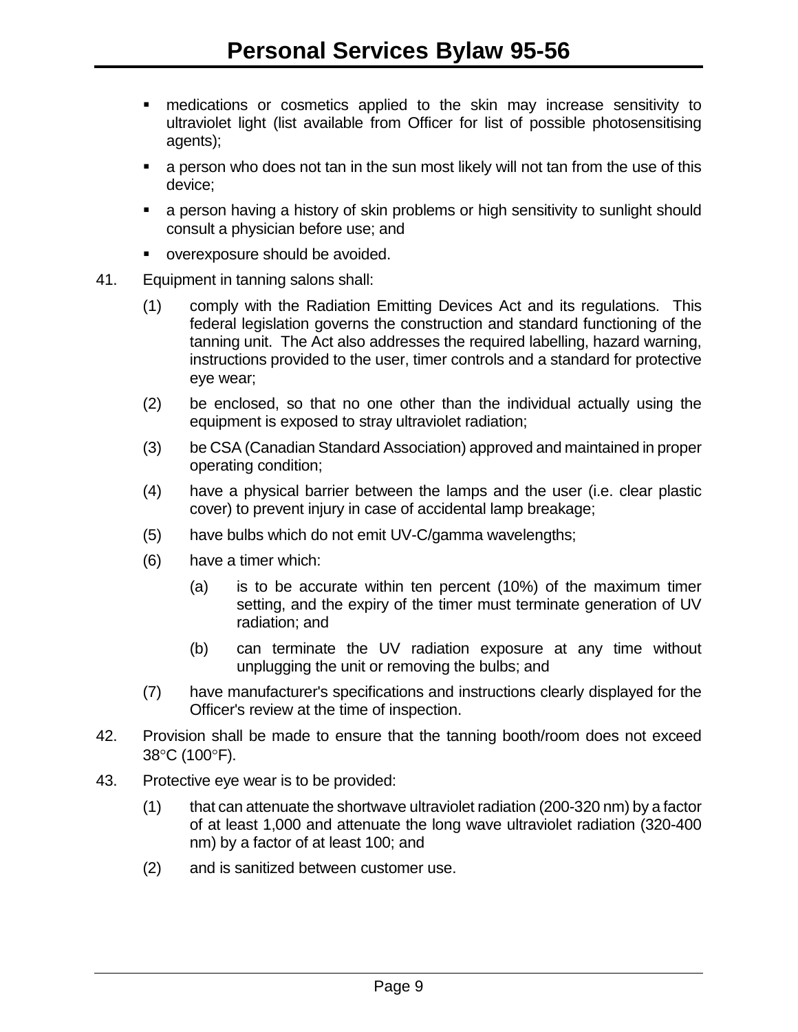- medications or cosmetics applied to the skin may increase sensitivity to ultraviolet light (list available from Officer for list of possible photosensitising agents);
- a person who does not tan in the sun most likely will not tan from the use of this device;
- a person having a history of skin problems or high sensitivity to sunlight should consult a physician before use; and
- overexposure should be avoided.

41. Equipment in tanning salons shall:

    (1) comply with the Radiation Emitting Devices Act and its regulations. This federal legislation governs the construction and standard functioning of the tanning unit. The Act also addresses the required labelling, hazard warning, instructions provided to the user, timer controls and a standard for protective eye wear;

    (2) be enclosed, so that no one other than the individual actually using the equipment is exposed to stray ultraviolet radiation;

    (3) be CSA (Canadian Standard Association) approved and maintained in proper operating condition;

    (4) have a physical barrier between the lamps and the user (i.e. clear plastic cover) to prevent injury in case of accidental lamp breakage;

    (5) have bulbs which do not emit UV-C/gamma wavelengths;

    (6) have a timer which:

        (a) is to be accurate within ten percent (10%) of the maximum timer setting, and the expiry of the timer must terminate generation of UV radiation; and

        (b) can terminate the UV radiation exposure at any time without unplugging the unit or removing the bulbs; and

    (7) have manufacturer's specifications and instructions clearly displayed for the Officer's review at the time of inspection.

42. Provision shall be made to ensure that the tanning booth/room does not exceed 38°C (100°F).

43. Protective eye wear is to be provided:

    (1) that can attenuate the shortwave ultraviolet radiation (200-320 nm) by a factor of at least 1,000 and attenuate the long wave ultraviolet radiation (320-400 nm) by a factor of at least 100; and

    (2) and is sanitized between customer use.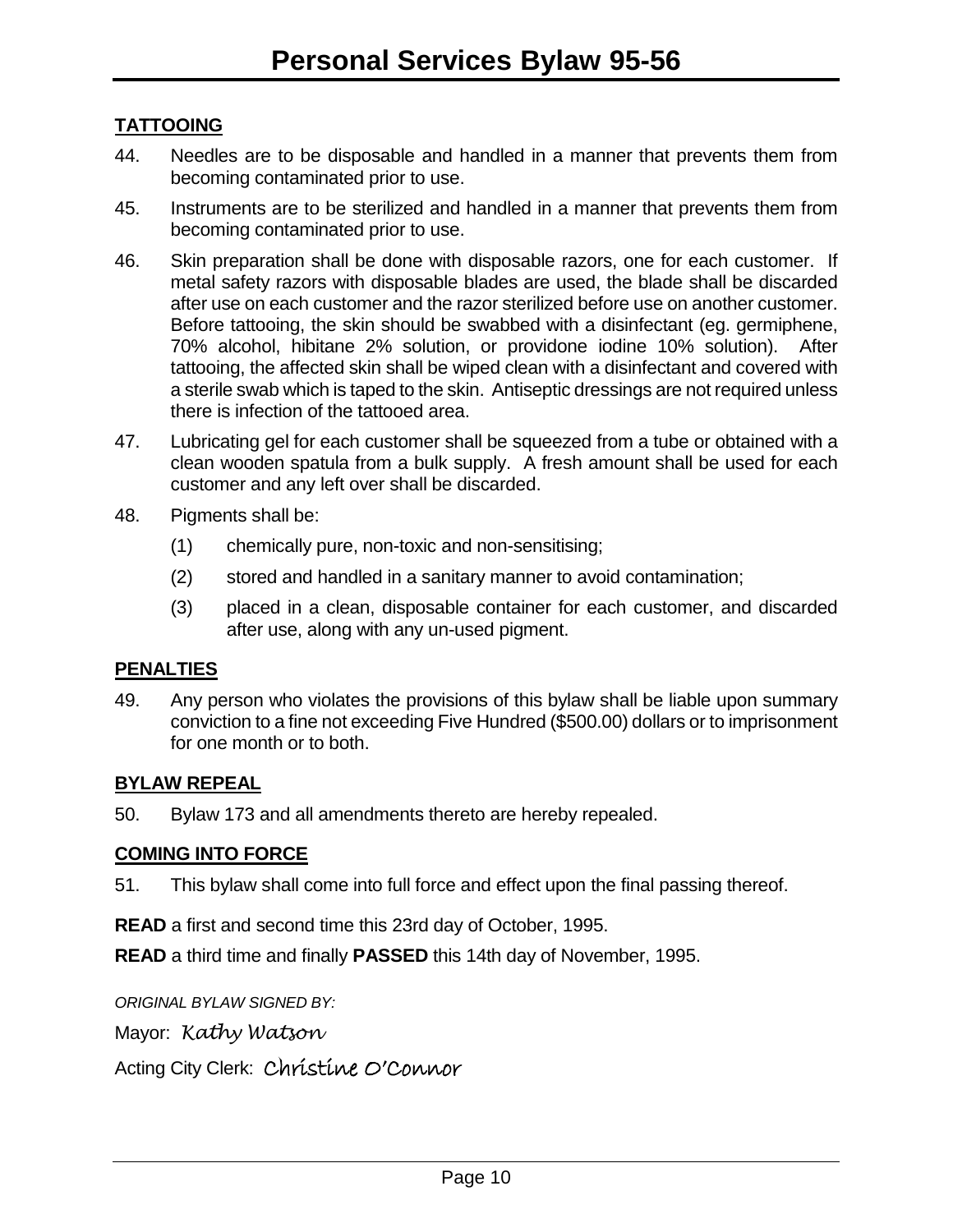## TATTOOING

44. Needles are to be disposable and handled in a manner that prevents them from becoming contaminated prior to use.

45. Instruments are to be sterilized and handled in a manner that prevents them from becoming contaminated prior to use.

46. Skin preparation shall be done with disposable razors, one for each customer. If metal safety razors with disposable blades are used, the blade shall be discarded after use on each customer and the razor sterilized before use on another customer. Before tattooing, the skin should be swabbed with a disinfectant (eg. germiphene, 70% alcohol, hibitane 2% solution, or providone iodine 10% solution). After tattooing, the affected skin shall be wiped clean with a disinfectant and covered with a sterile swab which is taped to the skin. Antiseptic dressings are not required unless there is infection of the tattooed area.

47. Lubricating gel for each customer shall be squeezed from a tube or obtained with a clean wooden spatula from a bulk supply. A fresh amount shall be used for each customer and any left over shall be discarded.

48. Pigments shall be:

    (1) chemically pure, non-toxic and non-sensitising;

    (2) stored and handled in a sanitary manner to avoid contamination;

    (3) placed in a clean, disposable container for each customer, and discarded after use, along with any un-used pigment.

## PENALTIES

49. Any person who violates the provisions of this bylaw shall be liable upon summary conviction to a fine not exceeding Five Hundred ($500.00) dollars or to imprisonment for one month or to both.

## BYLAW REPEAL

50. Bylaw 173 and all amendments thereto are hereby repealed.

## COMING INTO FORCE

51. This bylaw shall come into full force and effect upon the final passing thereof.

**READ** a first and second time this 23rd day of October, 1995.

**READ** a third time and finally **PASSED** this 14th day of November, 1995.

*ORIGINAL BYLAW SIGNED BY:*

Mayor: *Kathy Watson*

Acting City Clerk: *Christine O'Connor*